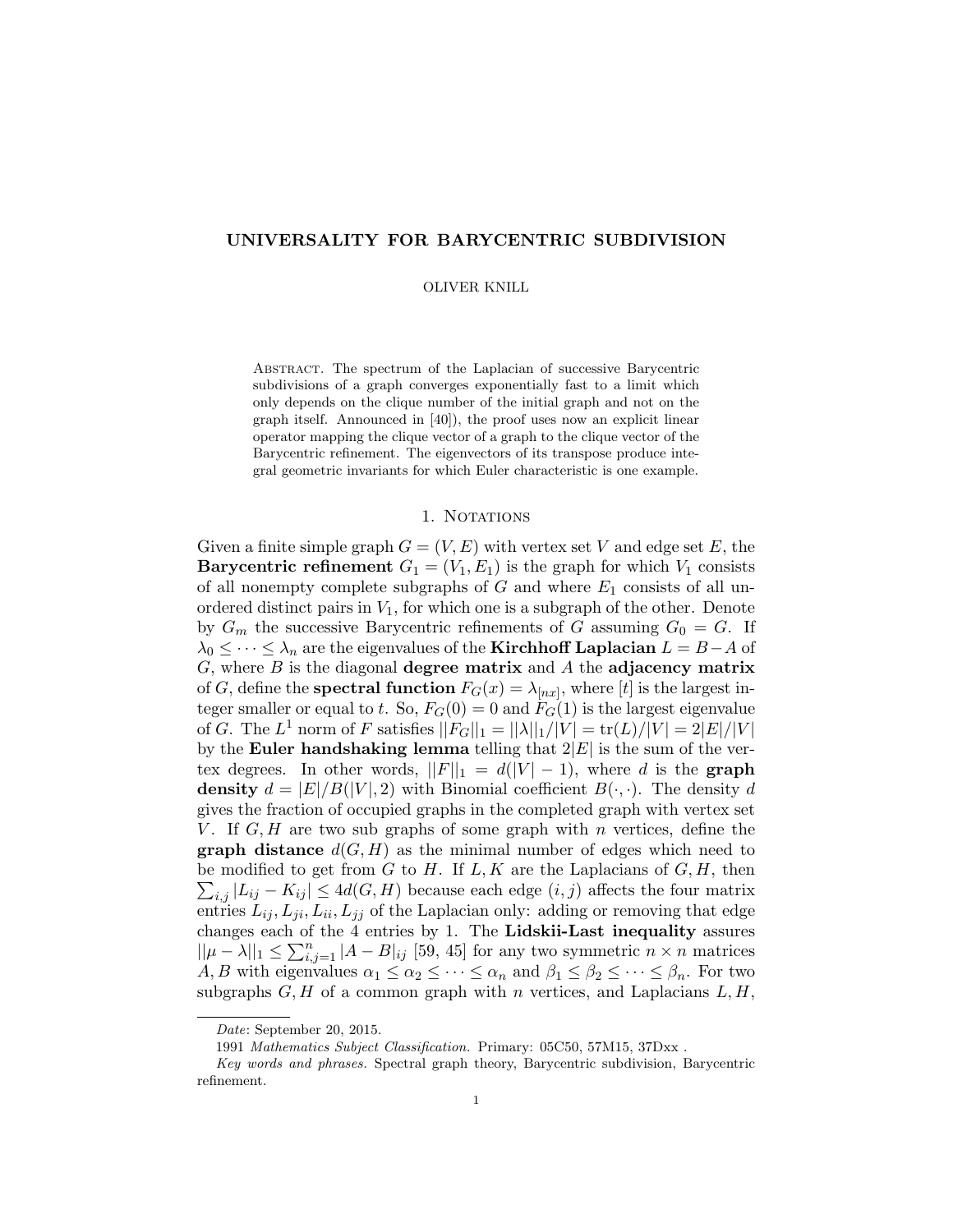# UNIVERSALITY FOR BARYCENTRIC SUBDIVISION

OLIVER KNILL

Abstract. The spectrum of the Laplacian of successive Barycentric subdivisions of a graph converges exponentially fast to a limit which only depends on the clique number of the initial graph and not on the graph itself. Announced in [40]), the proof uses now an explicit linear operator mapping the clique vector of a graph to the clique vector of the Barycentric refinement. The eigenvectors of its transpose produce integral geometric invariants for which Euler characteristic is one example.

## 1. Notations

Given a finite simple graph $G = (V, E)$ with vertex set $V$ and edge set $E$, the **Barycentric refinement** $G_1 = (V_1, E_1)$ is the graph for which $V_1$ consists of all nonempty complete subgraphs of $G$ and where $E_1$ consists of all unordered distinct pairs in $V_1$, for which one is a subgraph of the other. Denote by $G_m$ the successive Barycentric refinements of $G$ assuming $G_0 = G$. If $\lambda_0 \leq \cdots \leq \lambda_n$ are the eigenvalues of the **Kirchhoff Laplacian** $L = B - A$ of $G$, where $B$ is the diagonal **degree matrix** and $A$ the **adjacency matrix** of $G$, define the **spectral function** $F_G(x) = \lambda_{[nx]}$, where $[t]$ is the largest integer smaller or equal to $t$. So, $F_G(0) = 0$ and $F_G(1)$ is the largest eigenvalue of $G$. The $L^1$ norm of $F$ satisfies $||F_G||_1 = ||\lambda||_1/|V| = \text{tr}(L)/|V| = 2|E|/|V|$ by the **Euler handshaking lemma** telling that $2|E|$ is the sum of the vertex degrees. In other words, $||F||_1 = d(|V| - 1)$, where $d$ is the **graph density** $d = |E|/B(|V|, 2)$ with Binomial coefficient $B(\cdot, \cdot)$. The density $d$ gives the fraction of occupied graphs in the completed graph with vertex set $V$. If $G, H$ are two sub graphs of some graph with $n$ vertices, define the **graph distance** $d(G, H)$ as the minimal number of edges which need to be modified to get from $G$ to $H$. If $L, K$ are the Laplacians of $G, H$, then $\sum_{i,j} |L_{ij} - K_{ij}| \leq 4d(G, H)$ because each edge $(i, j)$ affects the four matrix entries $L_{ij}, L_{ji}, L_{ii}, L_{jj}$ of the Laplacian only: adding or removing that edge changes each of the 4 entries by 1. The **Lidskii-Last inequality** assures $||\mu - \lambda||_1 \leq \sum_{i,j=1}^{n} |A - B|_{ij}$ [59, 45] for any two symmetric $n \times n$ matrices $A, B$ with eigenvalues $\alpha_1 \leq \alpha_2 \leq \cdots \leq \alpha_n$ and $\beta_1 \leq \beta_2 \leq \cdots \leq \beta_n$. For two subgraphs $G, H$ of a common graph with $n$ vertices, and Laplacians $L, H$,

---

*Date*: September 20, 2015.

1991 *Mathematics Subject Classification.* Primary: 05C50, 57M15, 37Dxx .

*Key words and phrases.* Spectral graph theory, Barycentric subdivision, Barycentric refinement.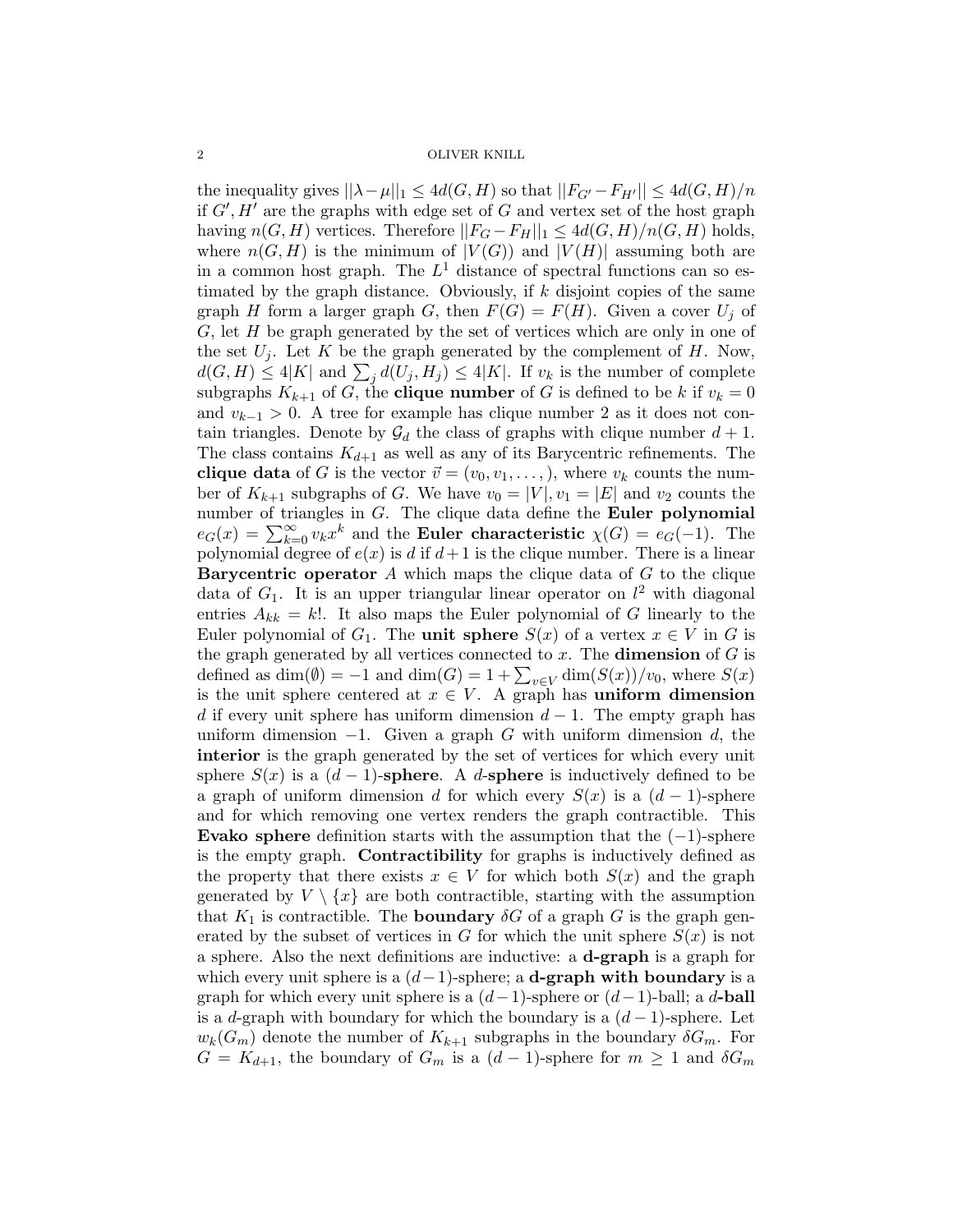the inequality gives $||\lambda - \mu||_1 \leq 4d(G,H)$ so that $||F_{G'} - F_{H'}|| \leq 4d(G,H)/n$ if $G', H'$ are the graphs with edge set of $G$ and vertex set of the host graph having $n(G,H)$ vertices. Therefore $||F_G - F_H||_1 \leq 4d(G,H)/n(G,H)$ holds, where $n(G,H)$ is the minimum of $|V(G))$ and $|V(H)|$ assuming both are in a common host graph. The $L^1$ distance of spectral functions can so estimated by the graph distance. Obviously, if $k$ disjoint copies of the same graph $H$ form a larger graph $G$, then $F(G) = F(H)$. Given a cover $U_j$ of $G$, let $H$ be graph generated by the set of vertices which are only in one of the set $U_j$. Let $K$ be the graph generated by the complement of $H$. Now, $d(G,H) \leq 4|K|$ and $\sum_j d(U_j, H_j) \leq 4|K|$. If $v_k$ is the number of complete subgraphs $K_{k+1}$ of $G$, the **clique number** of $G$ is defined to be $k$ if $v_k = 0$ and $v_{k-1} > 0$. A tree for example has clique number 2 as it does not contain triangles. Denote by $\mathcal{G}_d$ the class of graphs with clique number $d+1$. The class contains $K_{d+1}$ as well as any of its Barycentric refinements. The **clique data** of $G$ is the vector $\vec{v} = (v_0, v_1, \dots, )$, where $v_k$ counts the number of $K_{k+1}$ subgraphs of $G$. We have $v_0 = |V|, v_1 = |E|$ and $v_2$ counts the number of triangles in $G$. The clique data define the **Euler polynomial** $e_G(x) = \sum_{k=0}^{\infty} v_k x^k$ and the **Euler characteristic** $\chi(G) = e_G(-1)$. The polynomial degree of $e(x)$ is $d$ if $d+1$ is the clique number. There is a linear **Barycentric operator** $A$ which maps the clique data of $G$ to the clique data of $G_1$. It is an upper triangular linear operator on $l^2$ with diagonal entries $A_{kk} = k!$. It also maps the Euler polynomial of $G$ linearly to the Euler polynomial of $G_1$. The **unit sphere** $S(x)$ of a vertex $x \in V$ in $G$ is the graph generated by all vertices connected to $x$. The **dimension** of $G$ is defined as $\dim(\emptyset) = -1$ and $\dim(G) = 1 + \sum_{v \in V} \dim(S(x))/v_0$, where $S(x)$ is the unit sphere centered at $x \in V$. A graph has **uniform dimension** $d$ if every unit sphere has uniform dimension $d-1$. The empty graph has uniform dimension $-1$. Given a graph $G$ with uniform dimension $d$, the **interior** is the graph generated by the set of vertices for which every unit sphere $S(x)$ is a $(d-1)$-**sphere**. A $d$-**sphere** is inductively defined to be a graph of uniform dimension $d$ for which every $S(x)$ is a $(d-1)$-sphere and for which removing one vertex renders the graph contractible. This **Evako sphere** definition starts with the assumption that the $(-1)$-sphere is the empty graph. **Contractibility** for graphs is inductively defined as the property that there exists $x \in V$ for which both $S(x)$ and the graph generated by $V \setminus \{x\}$ are both contractible, starting with the assumption that $K_1$ is contractible. The **boundary** $\delta G$ of a graph $G$ is the graph generated by the subset of vertices in $G$ for which the unit sphere $S(x)$ is not a sphere. Also the next definitions are inductive: a **d-graph** is a graph for which every unit sphere is a $(d-1)$-sphere; a **d-graph with boundary** is a graph for which every unit sphere is a $(d-1)$-sphere or $(d-1)$-ball; a $d$-**ball** is a $d$-graph with boundary for which the boundary is a $(d-1)$-sphere. Let $w_k(G_m)$ denote the number of $K_{k+1}$ subgraphs in the boundary $\delta G_m$. For $G = K_{d+1}$, the boundary of $G_m$ is a $(d-1)$-sphere for $m \geq 1$ and $\delta G_m$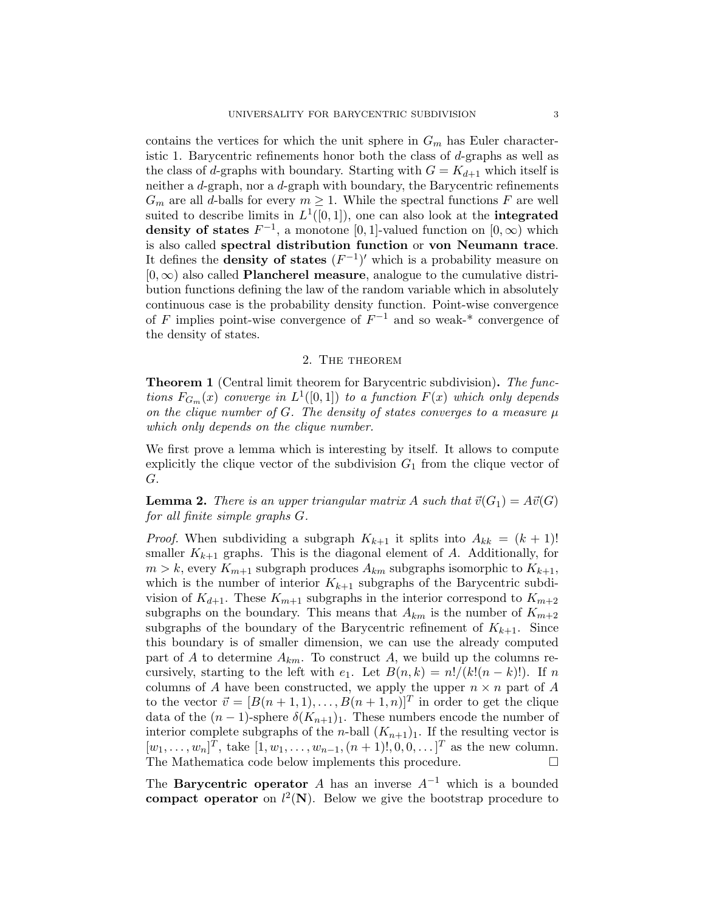contains the vertices for which the unit sphere in $G_m$ has Euler characteristic 1. Barycentric refinements honor both the class of $d$-graphs as well as the class of $d$-graphs with boundary. Starting with $G = K_{d+1}$ which itself is neither a $d$-graph, nor a $d$-graph with boundary, the Barycentric refinements $G_m$ are all $d$-balls for every $m \geq 1$. While the spectral functions $F$ are well suited to describe limits in $L^1([0,1])$, one can also look at the **integrated density of states** $F^{-1}$, a monotone $[0,1]$-valued function on $[0,\infty)$ which is also called **spectral distribution function** or **von Neumann trace**. It defines the **density of states** $(F^{-1})'$ which is a probability measure on $[0,\infty)$ also called **Plancherel measure**, analogue to the cumulative distribution functions defining the law of the random variable which in absolutely continuous case is the probability density function. Point-wise convergence of $F$ implies point-wise convergence of $F^{-1}$ and so weak-* convergence of the density of states.

## 2. The theorem

**Theorem 1** (Central limit theorem for Barycentric subdivision)**.** *The functions $F_{G_m}(x)$ converge in $L^1([0,1])$ to a function $F(x)$ which only depends on the clique number of $G$. The density of states converges to a measure $\mu$ which only depends on the clique number.*

We first prove a lemma which is interesting by itself. It allows to compute explicitly the clique vector of the subdivision $G_1$ from the clique vector of $G$.

**Lemma 2.** *There is an upper triangular matrix $A$ such that $\vec{v}(G_1) = A\vec{v}(G)$ for all finite simple graphs $G$.*

*Proof.* When subdividing a subgraph $K_{k+1}$ it splits into $A_{kk} = (k+1)!$ smaller $K_{k+1}$ graphs. This is the diagonal element of $A$. Additionally, for $m > k$, every $K_{m+1}$ subgraph produces $A_{km}$ subgraphs isomorphic to $K_{k+1}$, which is the number of interior $K_{k+1}$ subgraphs of the Barycentric subdivision of $K_{d+1}$. These $K_{m+1}$ subgraphs in the interior correspond to $K_{m+2}$ subgraphs on the boundary. This means that $A_{km}$ is the number of $K_{m+2}$ subgraphs of the boundary of the Barycentric refinement of $K_{k+1}$. Since this boundary is of smaller dimension, we can use the already computed part of $A$ to determine $A_{km}$. To construct $A$, we build up the columns recursively, starting to the left with $e_1$. Let $B(n,k) = n!/(k!(n-k)!)$. If $n$ columns of $A$ have been constructed, we apply the upper $n \times n$ part of $A$ to the vector $\vec{v} = [B(n+1,1), \dots, B(n+1,n)]^T$ in order to get the clique data of the $(n-1)$-sphere $\delta(K_{n+1})_1$. These numbers encode the number of interior complete subgraphs of the $n$-ball $(K_{n+1})_1$. If the resulting vector is $[w_1, \dots, w_n]^T$, take $[1, w_1, \dots, w_{n-1}, (n+1)!, 0, 0, \dots]^T$ as the new column. The Mathematica code below implements this procedure. $\square$

The **Barycentric operator** $A$ has an inverse $A^{-1}$ which is a bounded **compact operator** on $l^2(\mathbf{N})$. Below we give the bootstrap procedure to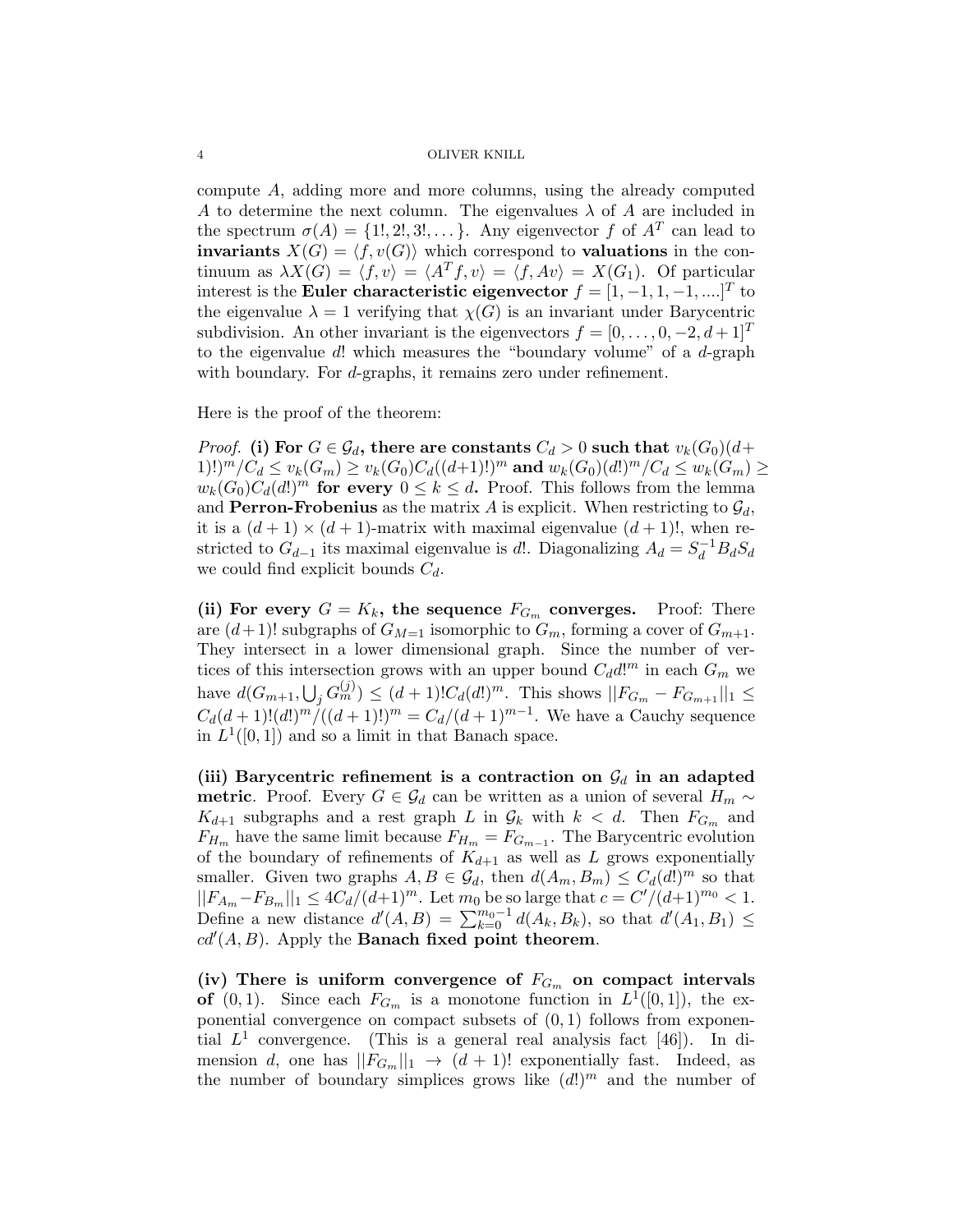compute $A$, adding more and more columns, using the already computed $A$ to determine the next column. The eigenvalues $\lambda$ of $A$ are included in the spectrum $\sigma(A) = \{1!, 2!, 3!, \dots\}$. Any eigenvector $f$ of $A^T$ can lead to **invariants** $X(G) = \langle f, v(G) \rangle$ which correspond to **valuations** in the continuum as $\lambda X(G) = \langle f, v \rangle = \langle A^T f, v \rangle = \langle f, Av \rangle = X(G_1)$. Of particular interest is the **Euler characteristic eigenvector** $f = [1, -1, 1, -1, ....]^T$ to the eigenvalue $\lambda = 1$ verifying that $\chi(G)$ is an invariant under Barycentric subdivision. An other invariant is the eigenvectors $f = [0, \dots, 0, -2, d+1]^T$ to the eigenvalue $d!$ which measures the "boundary volume" of a $d$-graph with boundary. For $d$-graphs, it remains zero under refinement.

Here is the proof of the theorem:

*Proof.* **(i) For $G \in \mathcal{G}_d$, there are constants $C_d > 0$ such that $v_k(G_0)(d+1)!)^m/C_d \leq v_k(G_m) \geq v_k(G_0)C_d((d+1)!)^m$ and $w_k(G_0)(d!)^m/C_d \leq w_k(G_m) \geq w_k(G_0)C_d(d!)^m$ for every $0 \leq k \leq d$.** Proof. This follows from the lemma and **Perron-Frobenius** as the matrix $A$ is explicit. When restricting to $\mathcal{G}_d$, it is a $(d+1) \times (d+1)$-matrix with maximal eigenvalue $(d+1)!$, when restricted to $G_{d-1}$ its maximal eigenvalue is $d!$. Diagonalizing $A_d = S_d^{-1} B_d S_d$ we could find explicit bounds $C_d$.

**(ii) For every $G = K_k$, the sequence $F_{G_m}$ converges.** Proof: There are $(d+1)!$ subgraphs of $G_{M=1}$ isomorphic to $G_m$, forming a cover of $G_{m+1}$. They intersect in a lower dimensional graph. Since the number of vertices of this intersection grows with an upper bound $C_d d!^m$ in each $G_m$ we have $d(G_{m+1}, \bigcup_j G_m^{(j)}) \leq (d+1)! C_d (d!)^m$. This shows $||F_{G_m} - F_{G_{m+1}}||_1 \leq C_d(d+1)!(d!)^m/((d+1)!)^m = C_d/(d+1)^{m-1}$. We have a Cauchy sequence in $L^1([0,1])$ and so a limit in that Banach space.

**(iii) Barycentric refinement is a contraction on $\mathcal{G}_d$ in an adapted metric**. Proof. Every $G \in \mathcal{G}_d$ can be written as a union of several $H_m \sim K_{d+1}$ subgraphs and a rest graph $L$ in $\mathcal{G}_k$ with $k < d$. Then $F_{G_m}$ and $F_{H_m}$ have the same limit because $F_{H_m} = F_{G_{m-1}}$. The Barycentric evolution of the boundary of refinements of $K_{d+1}$ as well as $L$ grows exponentially smaller. Given two graphs $A, B \in \mathcal{G}_d$, then $d(A_m, B_m) \leq C_d(d!)^m$ so that $||F_{A_m} - F_{B_m}||_1 \leq 4C_d/(d+1)^m$. Let $m_0$ be so large that $c = C'/(d+1)^{m_0} < 1$. Define a new distance $d'(A,B) = \sum_{k=0}^{m_0-1} d(A_k, B_k)$, so that $d'(A_1, B_1) \leq c d'(A,B)$. Apply the **Banach fixed point theorem**.

**(iv) There is uniform convergence of $F_{G_m}$ on compact intervals of** $(0,1)$. Since each $F_{G_m}$ is a monotone function in $L^1([0,1])$, the exponential convergence on compact subsets of $(0,1)$ follows from exponential $L^1$ convergence. (This is a general real analysis fact [46]). In dimension $d$, one has $||F_{G_m}||_1 \to (d+1)!$ exponentially fast. Indeed, as the number of boundary simplices grows like $(d!)^m$ and the number of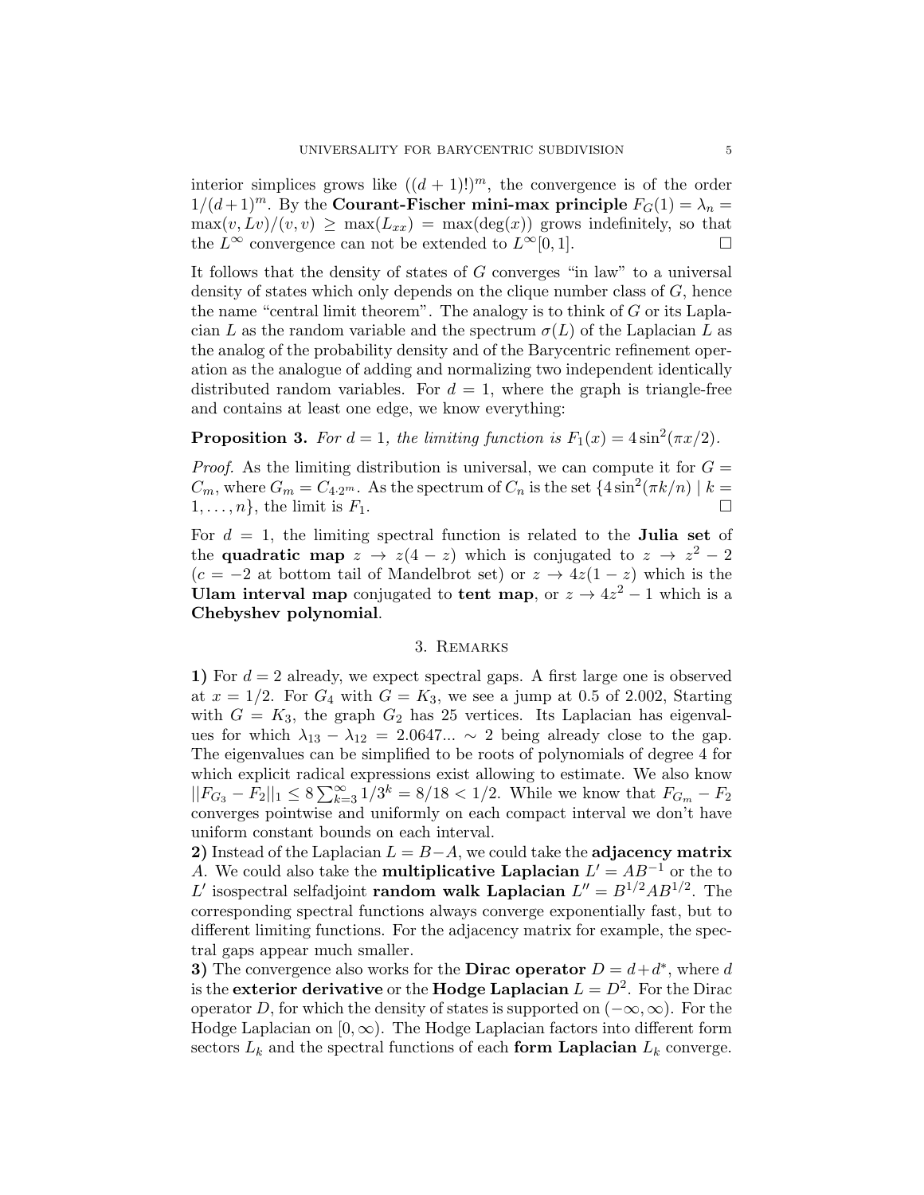interior simplices grows like $((d+1)!)^m$, the convergence is of the order $1/(d+1)^m$. By the **Courant-Fischer mini-max principle** $F_G(1) = \lambda_n = \max(v, Lv)/(v, v) \geq \max(L_{xx}) = \max(\deg(x))$ grows indefinitely, so that the $L^\infty$ convergence can not be extended to $L^\infty[0,1]$. $\square$

It follows that the density of states of $G$ converges "in law" to a universal density of states which only depends on the clique number class of $G$, hence the name "central limit theorem". The analogy is to think of $G$ or its Laplacian $L$ as the random variable and the spectrum $\sigma(L)$ of the Laplacian $L$ as the analog of the probability density and of the Barycentric refinement operation as the analogue of adding and normalizing two independent identically distributed random variables. For $d = 1$, where the graph is triangle-free and contains at least one edge, we know everything:

**Proposition 3.** *For $d = 1$, the limiting function is $F_1(x) = 4\sin^2(\pi x/2)$.*

*Proof.* As the limiting distribution is universal, we can compute it for $G = C_m$, where $G_m = C_{4 \cdot 2^m}$. As the spectrum of $C_n$ is the set $\{4\sin^2(\pi k/n) \mid k = 1, \dots, n\}$, the limit is $F_1$. $\square$

For $d = 1$, the limiting spectral function is related to the **Julia set** of the **quadratic map** $z \to z(4-z)$ which is conjugated to $z \to z^2 - 2$ ($c = -2$ at bottom tail of Mandelbrot set) or $z \to 4z(1-z)$ which is the **Ulam interval map** conjugated to **tent map**, or $z \to 4z^2 - 1$ which is a **Chebyshev polynomial**.

## 3. Remarks

**1)** For $d = 2$ already, we expect spectral gaps. A first large one is observed at $x = 1/2$. For $G_4$ with $G = K_3$, we see a jump at 0.5 of 2.002, Starting with $G = K_3$, the graph $G_2$ has 25 vertices. Its Laplacian has eigenvalues for which $\lambda_{13} - \lambda_{12} = 2.0647... \sim 2$ being already close to the gap. The eigenvalues can be simplified to be roots of polynomials of degree 4 for which explicit radical expressions exist allowing to estimate. We also know $||F_{G_3} - F_2||_1 \leq 8\sum_{k=3}^\infty 1/3^k = 8/18 < 1/2$. While we know that $F_{G_m} - F_2$ converges pointwise and uniformly on each compact interval we don't have uniform constant bounds on each interval.

**2)** Instead of the Laplacian $L = B - A$, we could take the **adjacency matrix** $A$. We could also take the **multiplicative Laplacian** $L' = AB^{-1}$ or the to $L'$ isospectral selfadjoint **random walk Laplacian** $L'' = B^{1/2}AB^{1/2}$. The corresponding spectral functions always converge exponentially fast, but to different limiting functions. For the adjacency matrix for example, the spectral gaps appear much smaller.

**3)** The convergence also works for the **Dirac operator** $D = d + d^*$, where $d$ is the **exterior derivative** or the **Hodge Laplacian** $L = D^2$. For the Dirac operator $D$, for which the density of states is supported on $(-\infty, \infty)$. For the Hodge Laplacian on $[0, \infty)$. The Hodge Laplacian factors into different form sectors $L_k$ and the spectral functions of each **form Laplacian** $L_k$ converge.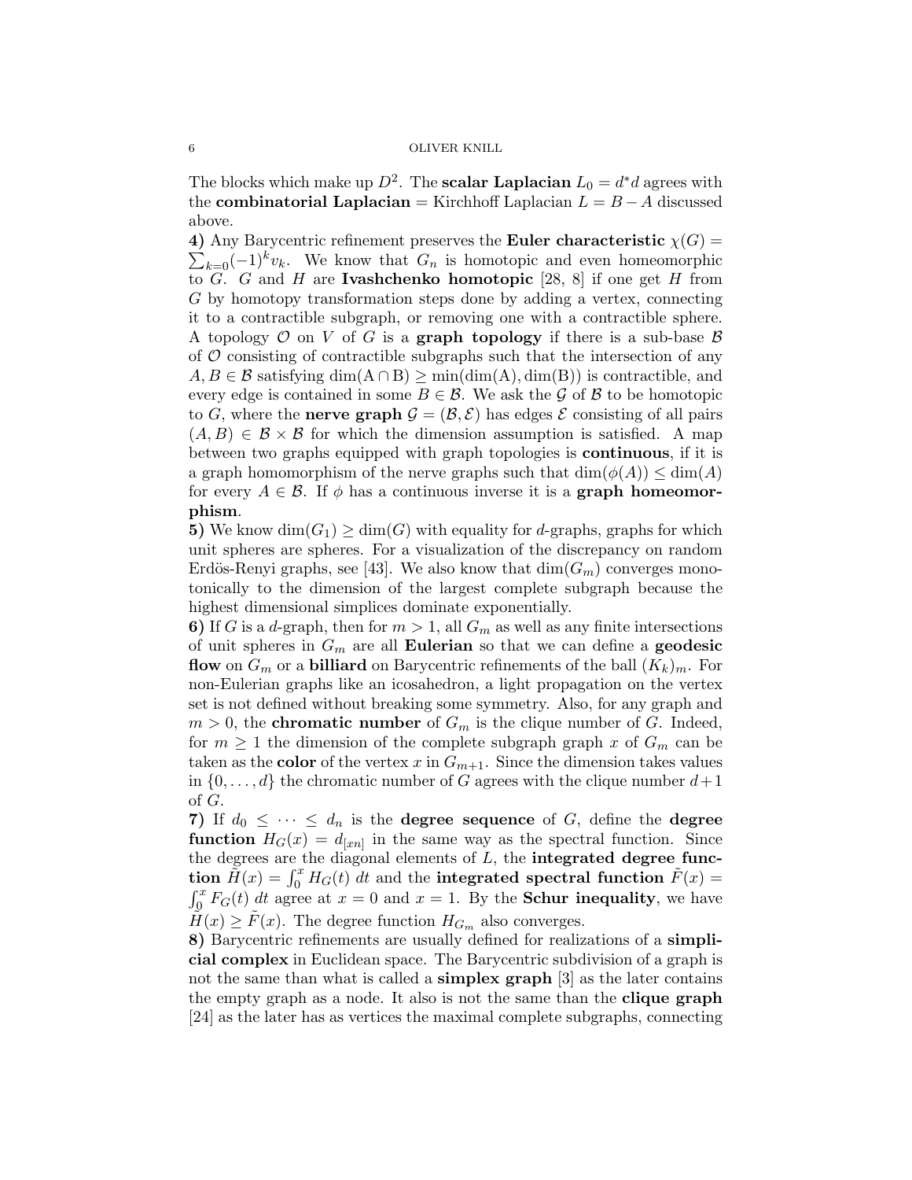The blocks which make up $D^2$. The **scalar Laplacian** $L_0 = d^*d$ agrees with the **combinatorial Laplacian** = Kirchhoff Laplacian $L = B - A$ discussed above.

**4)** Any Barycentric refinement preserves the **Euler characteristic** $\chi(G) = \sum_{k=0}(-1)^k v_k$. We know that $G_n$ is homotopic and even homeomorphic to $G$. $G$ and $H$ are **Ivashchenko homotopic** [28, 8] if one get $H$ from $G$ by homotopy transformation steps done by adding a vertex, connecting it to a contractible subgraph, or removing one with a contractible sphere. A topology $\mathcal{O}$ on $V$ of $G$ is a **graph topology** if there is a sub-base $\mathcal{B}$ of $\mathcal{O}$ consisting of contractible subgraphs such that the intersection of any $A, B \in \mathcal{B}$ satisfying $\dim(\mathrm{A} \cap \mathrm{B}) \geq \min(\dim(\mathrm{A}), \dim(\mathrm{B}))$ is contractible, and every edge is contained in some $B \in \mathcal{B}$. We ask the $\mathcal{G}$ of $\mathcal{B}$ to be homotopic to $G$, where the **nerve graph** $\mathcal{G} = (\mathcal{B}, \mathcal{E})$ has edges $\mathcal{E}$ consisting of all pairs $(A, B) \in \mathcal{B} \times \mathcal{B}$ for which the dimension assumption is satisfied. A map between two graphs equipped with graph topologies is **continuous**, if it is a graph homomorphism of the nerve graphs such that $\dim(\phi(A)) \leq \dim(A)$ for every $A \in \mathcal{B}$. If $\phi$ has a continuous inverse it is a **graph homeomorphism**.

**5)** We know $\dim(G_1) \geq \dim(G)$ with equality for $d$-graphs, graphs for which unit spheres are spheres. For a visualization of the discrepancy on random Erdös-Renyi graphs, see [43]. We also know that $\dim(G_m)$ converges monotonically to the dimension of the largest complete subgraph because the highest dimensional simplices dominate exponentially.

**6)** If $G$ is a $d$-graph, then for $m > 1$, all $G_m$ as well as any finite intersections of unit spheres in $G_m$ are all **Eulerian** so that we can define a **geodesic flow** on $G_m$ or a **billiard** on Barycentric refinements of the ball $(K_k)_m$. For non-Eulerian graphs like an icosahedron, a light propagation on the vertex set is not defined without breaking some symmetry. Also, for any graph and $m > 0$, the **chromatic number** of $G_m$ is the clique number of $G$. Indeed, for $m \geq 1$ the dimension of the complete subgraph graph $x$ of $G_m$ can be taken as the **color** of the vertex $x$ in $G_{m+1}$. Since the dimension takes values in $\{0, \dots, d\}$ the chromatic number of $G$ agrees with the clique number $d+1$ of $G$.

**7)** If $d_0 \leq \cdots \leq d_n$ is the **degree sequence** of $G$, define the **degree function** $H_G(x) = d_{[xn]}$ in the same way as the spectral function. Since the degrees are the diagonal elements of $L$, the **integrated degree function** $\tilde{H}(x) = \int_0^x H_G(t)\, dt$ and the **integrated spectral function** $\tilde{F}(x) = \int_0^x F_G(t)\, dt$ agree at $x = 0$ and $x = 1$. By the **Schur inequality**, we have $\tilde{H}(x) \geq \tilde{F}(x)$. The degree function $H_{G_m}$ also converges.

**8)** Barycentric refinements are usually defined for realizations of a **simplicial complex** in Euclidean space. The Barycentric subdivision of a graph is not the same than what is called a **simplex graph** [3] as the later contains the empty graph as a node. It also is not the same than the **clique graph** [24] as the later has as vertices the maximal complete subgraphs, connecting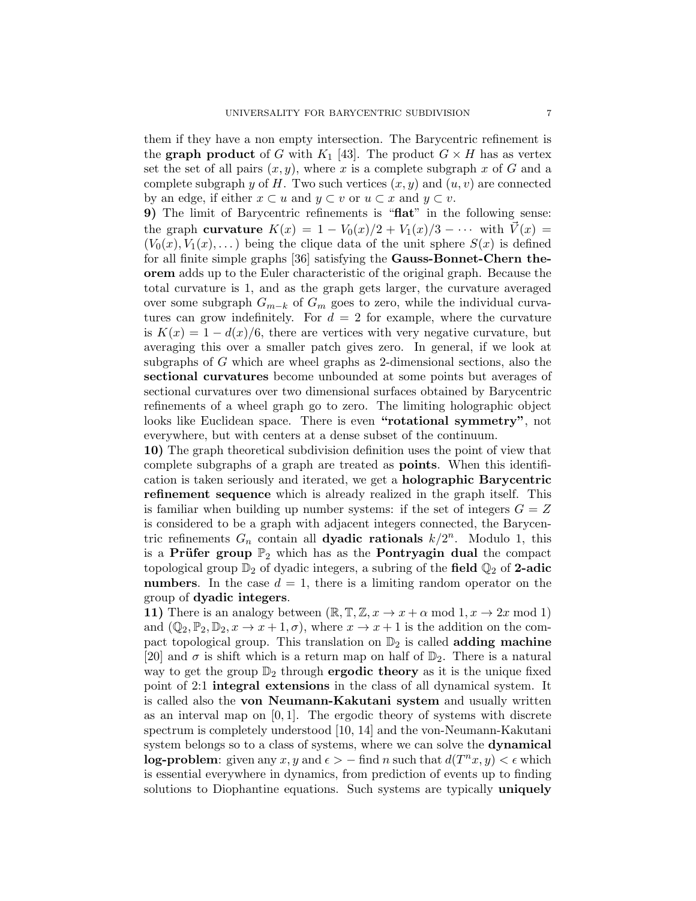them if they have a non empty intersection. The Barycentric refinement is the **graph product** of $G$ with $K_1$ [43]. The product $G \times H$ has as vertex set the set of all pairs $(x, y)$, where $x$ is a complete subgraph $x$ of $G$ and a complete subgraph $y$ of $H$. Two such vertices $(x, y)$ and $(u, v)$ are connected by an edge, if either $x \subset u$ and $y \subset v$ or $u \subset x$ and $y \subset v$.

**9)** The limit of Barycentric refinements is "**flat**" in the following sense: the graph **curvature** $K(x) = 1 - V_0(x)/2 + V_1(x)/3 - \cdots$ with $\vec{V}(x) = (V_0(x), V_1(x), \dots)$ being the clique data of the unit sphere $S(x)$ is defined for all finite simple graphs [36] satisfying the **Gauss-Bonnet-Chern theorem** adds up to the Euler characteristic of the original graph. Because the total curvature is 1, and as the graph gets larger, the curvature averaged over some subgraph $G_{m-k}$ of $G_m$ goes to zero, while the individual curvatures can grow indefinitely. For $d = 2$ for example, where the curvature is $K(x) = 1 - d(x)/6$, there are vertices with very negative curvature, but averaging this over a smaller patch gives zero. In general, if we look at subgraphs of $G$ which are wheel graphs as 2-dimensional sections, also the **sectional curvatures** become unbounded at some points but averages of sectional curvatures over two dimensional surfaces obtained by Barycentric refinements of a wheel graph go to zero. The limiting holographic object looks like Euclidean space. There is even **"rotational symmetry"**, not everywhere, but with centers at a dense subset of the continuum.

**10)** The graph theoretical subdivision definition uses the point of view that complete subgraphs of a graph are treated as **points**. When this identification is taken seriously and iterated, we get a **holographic Barycentric refinement sequence** which is already realized in the graph itself. This is familiar when building up number systems: if the set of integers $G = Z$ is considered to be a graph with adjacent integers connected, the Barycentric refinements $G_n$ contain all **dyadic rationals** $k/2^n$. Modulo 1, this is a **Prüfer group** $\mathbb{P}_2$ which has as the **Pontryagin dual** the compact topological group $\mathbb{D}_2$ of dyadic integers, a subring of the **field** $\mathbb{Q}_2$ of **2-adic numbers**. In the case $d = 1$, there is a limiting random operator on the group of **dyadic integers**.

**11)** There is an analogy between $(\mathbb{R}, \mathbb{T}, \mathbb{Z}, x \to x + \alpha \bmod 1, x \to 2x \bmod 1)$ and $(\mathbb{Q}_2, \mathbb{P}_2, \mathbb{D}_2, x \to x + 1, \sigma)$, where $x \to x + 1$ is the addition on the compact topological group. This translation on $\mathbb{D}_2$ is called **adding machine** [20] and $\sigma$ is shift which is a return map on half of $\mathbb{D}_2$. There is a natural way to get the group $\mathbb{D}_2$ through **ergodic theory** as it is the unique fixed point of 2:1 **integral extensions** in the class of all dynamical system. It is called also the **von Neumann-Kakutani system** and usually written as an interval map on $[0, 1]$. The ergodic theory of systems with discrete spectrum is completely understood [10, 14] and the von-Neumann-Kakutani system belongs so to a class of systems, where we can solve the **dynamical log-problem**: given any $x, y$ and $\epsilon > -$ find $n$ such that $d(T^n x, y) < \epsilon$ which is essential everywhere in dynamics, from prediction of events up to finding solutions to Diophantine equations. Such systems are typically **uniquely**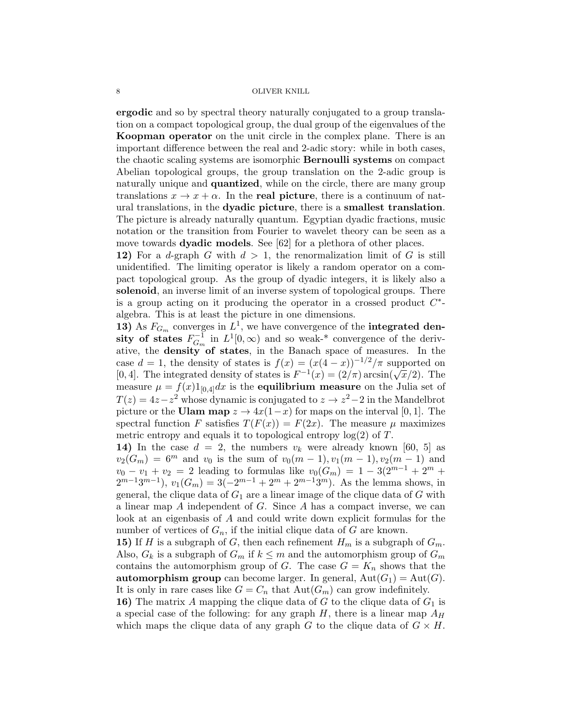**ergodic** and so by spectral theory naturally conjugated to a group translation on a compact topological group, the dual group of the eigenvalues of the **Koopman operator** on the unit circle in the complex plane. There is an important difference between the real and 2-adic story: while in both cases, the chaotic scaling systems are isomorphic **Bernoulli systems** on compact Abelian topological groups, the group translation on the 2-adic group is naturally unique and **quantized**, while on the circle, there are many group translations $x \to x + \alpha$. In the **real picture**, there is a continuum of natural translations, in the **dyadic picture**, there is a **smallest translation**. The picture is already naturally quantum. Egyptian dyadic fractions, music notation or the transition from Fourier to wavelet theory can be seen as a move towards **dyadic models**. See [62] for a plethora of other places.

**12)** For a $d$-graph $G$ with $d > 1$, the renormalization limit of $G$ is still unidentified. The limiting operator is likely a random operator on a compact topological group. As the group of dyadic integers, it is likely also a **solenoid**, an inverse limit of an inverse system of topological groups. There is a group acting on it producing the operator in a crossed product $C^*$-algebra. This is at least the picture in one dimensions.

**13)** As $F_{G_m}$ converges in $L^1$, we have convergence of the **integrated density of states** $F_{G_m}^{-1}$ in $L^1[0, \infty)$ and so weak-* convergence of the derivative, the **density of states**, in the Banach space of measures. In the case $d = 1$, the density of states is $f(x) = (x(4-x))^{-1/2}/\pi$ supported on $[0, 4]$. The integrated density of states is $F^{-1}(x) = (2/\pi)\arcsin(\sqrt{x}/2)$. The measure $\mu = f(x)1_{[0,4]}dx$ is the **equilibrium measure** on the Julia set of $T(z) = 4z - z^2$ whose dynamic is conjugated to $z \to z^2 - 2$ in the Mandelbrot picture or the **Ulam map** $z \to 4x(1-x)$ for maps on the interval $[0, 1]$. The spectral function $F$ satisfies $T(F(x)) = F(2x)$. The measure $\mu$ maximizes metric entropy and equals it to topological entropy $\log(2)$ of $T$.

**14)** In the case $d = 2$, the numbers $v_k$ were already known [60, 5] as $v_2(G_m) = 6^m$ and $v_0$ is the sum of $v_0(m-1), v_1(m-1), v_2(m-1)$ and $v_0 - v_1 + v_2 = 2$ leading to formulas like $v_0(G_m) = 1 - 3(2^{m-1} + 2^m + 2^{m-1}3^{m-1})$, $v_1(G_m) = 3(-2^{m-1} + 2^m + 2^{m-1}3^m)$. As the lemma shows, in general, the clique data of $G_1$ are a linear image of the clique data of $G$ with a linear map $A$ independent of $G$. Since $A$ has a compact inverse, we can look at an eigenbasis of $A$ and could write down explicit formulas for the number of vertices of $G_n$, if the initial clique data of $G$ are known.

**15)** If $H$ is a subgraph of $G$, then each refinement $H_m$ is a subgraph of $G_m$. Also, $G_k$ is a subgraph of $G_m$ if $k \leq m$ and the automorphism group of $G_m$ contains the automorphism group of $G$. The case $G = K_n$ shows that the **automorphism group** can become larger. In general, $\mathrm{Aut}(G_1) = \mathrm{Aut}(G)$. It is only in rare cases like $G = C_n$ that $\mathrm{Aut}(G_m)$ can grow indefinitely.

**16)** The matrix $A$ mapping the clique data of $G$ to the clique data of $G_1$ is a special case of the following: for any graph $H$, there is a linear map $A_H$ which maps the clique data of any graph $G$ to the clique data of $G \times H$.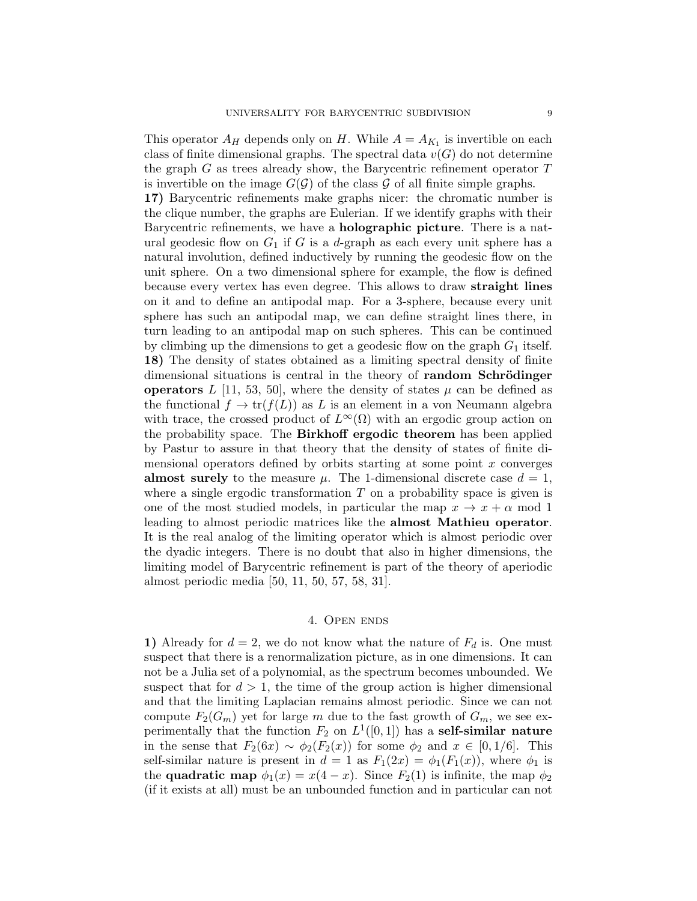This operator $A_H$ depends only on $H$. While $A = A_{K_1}$ is invertible on each class of finite dimensional graphs. The spectral data $v(G)$ do not determine the graph $G$ as trees already show, the Barycentric refinement operator $T$ is invertible on the image $G(\mathcal{G})$ of the class $\mathcal{G}$ of all finite simple graphs.

**17)** Barycentric refinements make graphs nicer: the chromatic number is the clique number, the graphs are Eulerian. If we identify graphs with their Barycentric refinements, we have a **holographic picture**. There is a natural geodesic flow on $G_1$ if $G$ is a $d$-graph as each every unit sphere has a natural involution, defined inductively by running the geodesic flow on the unit sphere. On a two dimensional sphere for example, the flow is defined because every vertex has even degree. This allows to draw **straight lines** on it and to define an antipodal map. For a 3-sphere, because every unit sphere has such an antipodal map, we can define straight lines there, in turn leading to an antipodal map on such spheres. This can be continued by climbing up the dimensions to get a geodesic flow on the graph $G_1$ itself.

**18)** The density of states obtained as a limiting spectral density of finite dimensional situations is central in the theory of **random Schrödinger operators** $L$ [11, 53, 50], where the density of states $\mu$ can be defined as the functional $f \to \mathrm{tr}(f(L))$ as $L$ is an element in a von Neumann algebra with trace, the crossed product of $L^\infty(\Omega)$ with an ergodic group action on the probability space. The **Birkhoff ergodic theorem** has been applied by Pastur to assure in that theory that the density of states of finite dimensional operators defined by orbits starting at some point $x$ converges **almost surely** to the measure $\mu$. The 1-dimensional discrete case $d = 1$, where a single ergodic transformation $T$ on a probability space is given is one of the most studied models, in particular the map $x \to x + \alpha$ mod 1 leading to almost periodic matrices like the **almost Mathieu operator**. It is the real analog of the limiting operator which is almost periodic over the dyadic integers. There is no doubt that also in higher dimensions, the limiting model of Barycentric refinement is part of the theory of aperiodic almost periodic media [50, 11, 50, 57, 58, 31].

## 4. Open ends

**1)** Already for $d = 2$, we do not know what the nature of $F_d$ is. One must suspect that there is a renormalization picture, as in one dimensions. It can not be a Julia set of a polynomial, as the spectrum becomes unbounded. We suspect that for $d > 1$, the time of the group action is higher dimensional and that the limiting Laplacian remains almost periodic. Since we can not compute $F_2(G_m)$ yet for large $m$ due to the fast growth of $G_m$, we see experimentally that the function $F_2$ on $L^1([0,1])$ has a **self-similar nature** in the sense that $F_2(6x) \sim \phi_2(F_2(x))$ for some $\phi_2$ and $x \in [0, 1/6]$. This self-similar nature is present in $d = 1$ as $F_1(2x) = \phi_1(F_1(x))$, where $\phi_1$ is the **quadratic map** $\phi_1(x) = x(4 - x)$. Since $F_2(1)$ is infinite, the map $\phi_2$ (if it exists at all) must be an unbounded function and in particular can not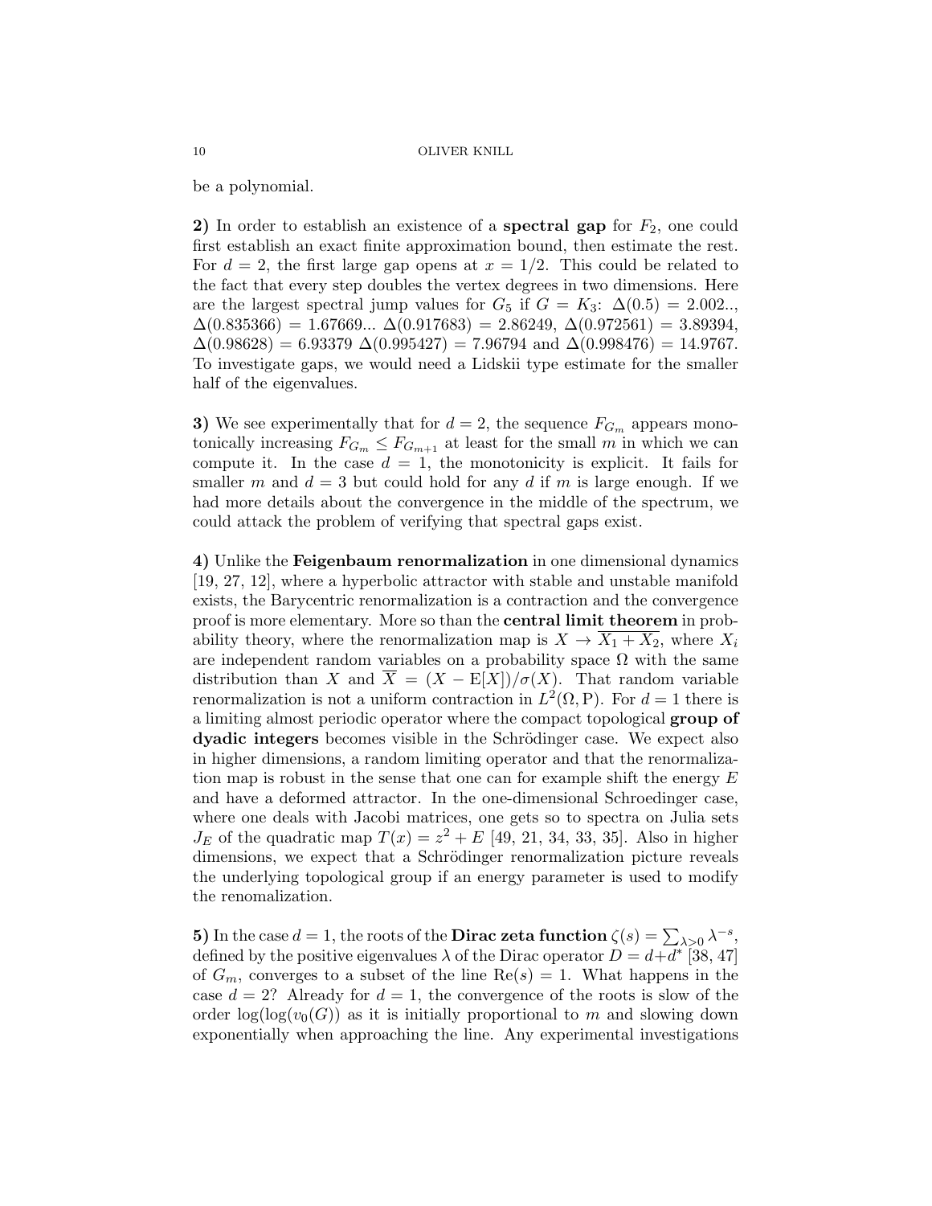be a polynomial.

**2)** In order to establish an existence of a **spectral gap** for $F_2$, one could first establish an exact finite approximation bound, then estimate the rest. For $d = 2$, the first large gap opens at $x = 1/2$. This could be related to the fact that every step doubles the vertex degrees in two dimensions. Here are the largest spectral jump values for $G_5$ if $G = K_3$: $\Delta(0.5) = 2.002..$, $\Delta(0.835366) = 1.67669...$ $\Delta(0.917683) = 2.86249$, $\Delta(0.972561) = 3.89394$, $\Delta(0.98628) = 6.93379$ $\Delta(0.995427) = 7.96794$ and $\Delta(0.998476) = 14.9767$. To investigate gaps, we would need a Lidskii type estimate for the smaller half of the eigenvalues.

**3)** We see experimentally that for $d = 2$, the sequence $F_{G_m}$ appears monotonically increasing $F_{G_m} \leq F_{G_{m+1}}$ at least for the small $m$ in which we can compute it. In the case $d = 1$, the monotonicity is explicit. It fails for smaller $m$ and $d = 3$ but could hold for any $d$ if $m$ is large enough. If we had more details about the convergence in the middle of the spectrum, we could attack the problem of verifying that spectral gaps exist.

**4)** Unlike the **Feigenbaum renormalization** in one dimensional dynamics [19, 27, 12], where a hyperbolic attractor with stable and unstable manifold exists, the Barycentric renormalization is a contraction and the convergence proof is more elementary. More so than the **central limit theorem** in probability theory, where the renormalization map is $X \to \overline{X_1 + X_2}$, where $X_i$ are independent random variables on a probability space $\Omega$ with the same distribution than $X$ and $\overline{X} = (X - \mathrm{E}[X])/\sigma(X)$. That random variable renormalization is not a uniform contraction in $L^2(\Omega, \mathrm{P})$. For $d = 1$ there is a limiting almost periodic operator where the compact topological **group of dyadic integers** becomes visible in the Schrödinger case. We expect also in higher dimensions, a random limiting operator and that the renormalization map is robust in the sense that one can for example shift the energy $E$ and have a deformed attractor. In the one-dimensional Schroedinger case, where one deals with Jacobi matrices, one gets so to spectra on Julia sets $J_E$ of the quadratic map $T(x) = z^2 + E$ [49, 21, 34, 33, 35]. Also in higher dimensions, we expect that a Schrödinger renormalization picture reveals the underlying topological group if an energy parameter is used to modify the renomalization.

**5)** In the case $d = 1$, the roots of the **Dirac zeta function** $\zeta(s) = \sum_{\lambda > 0} \lambda^{-s}$, defined by the positive eigenvalues $\lambda$ of the Dirac operator $D = d + d^*$ [38, 47] of $G_m$, converges to a subset of the line $\mathrm{Re}(s) = 1$. What happens in the case $d = 2$? Already for $d = 1$, the convergence of the roots is slow of the order $\log(\log(v_0(G))$ as it is initially proportional to $m$ and slowing down exponentially when approaching the line. Any experimental investigations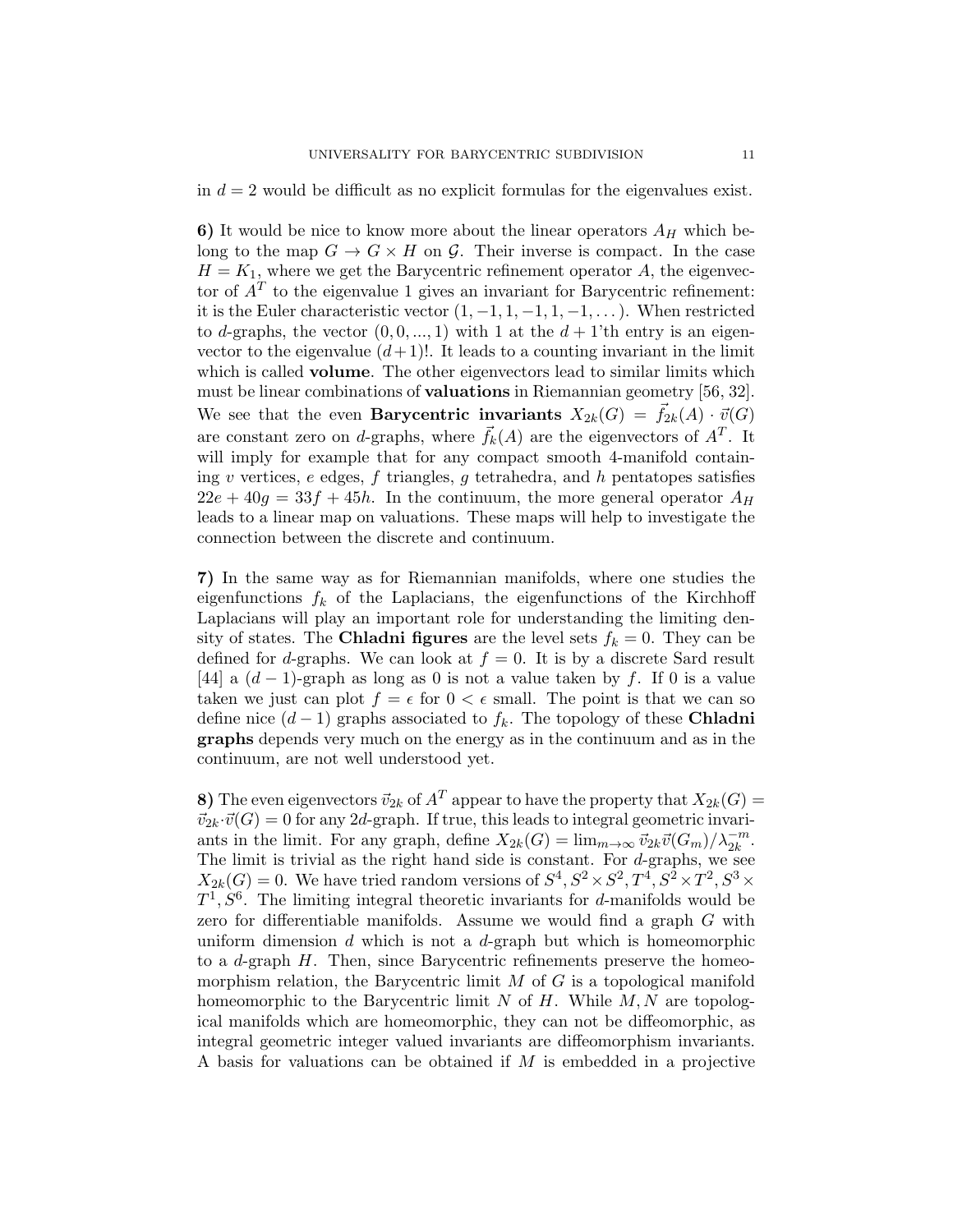in $d = 2$ would be difficult as no explicit formulas for the eigenvalues exist.

**6)** It would be nice to know more about the linear operators $A_H$ which belong to the map $G \to G \times H$ on $\mathcal{G}$. Their inverse is compact. In the case $H = K_1$, where we get the Barycentric refinement operator $A$, the eigenvector of $A^T$ to the eigenvalue 1 gives an invariant for Barycentric refinement: it is the Euler characteristic vector $(1, -1, 1, -1, 1, -1, \dots)$. When restricted to $d$-graphs, the vector $(0, 0, ..., 1)$ with 1 at the $d+1$'th entry is an eigenvector to the eigenvalue $(d+1)!$. It leads to a counting invariant in the limit which is called **volume**. The other eigenvectors lead to similar limits which must be linear combinations of **valuations** in Riemannian geometry [56, 32]. We see that the even **Barycentric invariants** $X_{2k}(G) = \vec{f}_{2k}(A) \cdot \vec{v}(G)$ are constant zero on $d$-graphs, where $\vec{f}_k(A)$ are the eigenvectors of $A^T$. It will imply for example that for any compact smooth 4-manifold containing $v$ vertices, $e$ edges, $f$ triangles, $g$ tetrahedra, and $h$ pentatopes satisfies $22e + 40g = 33f + 45h$. In the continuum, the more general operator $A_H$ leads to a linear map on valuations. These maps will help to investigate the connection between the discrete and continuum.

**7)** In the same way as for Riemannian manifolds, where one studies the eigenfunctions $f_k$ of the Laplacians, the eigenfunctions of the Kirchhoff Laplacians will play an important role for understanding the limiting density of states. The **Chladni figures** are the level sets $f_k = 0$. They can be defined for $d$-graphs. We can look at $f = 0$. It is by a discrete Sard result [44] a $(d-1)$-graph as long as 0 is not a value taken by $f$. If 0 is a value taken we just can plot $f = \epsilon$ for $0 < \epsilon$ small. The point is that we can so define nice $(d-1)$ graphs associated to $f_k$. The topology of these **Chladni graphs** depends very much on the energy as in the continuum and as in the continuum, are not well understood yet.

**8)** The even eigenvectors $\vec{v}_{2k}$ of $A^T$ appear to have the property that $X_{2k}(G) = \vec{v}_{2k} \cdot \vec{v}(G) = 0$ for any $2d$-graph. If true, this leads to integral geometric invariants in the limit. For any graph, define $X_{2k}(G) = \lim_{m \to \infty} \vec{v}_{2k} \vec{v}(G_m)/\lambda_{2k}^{-m}$. The limit is trivial as the right hand side is constant. For $d$-graphs, we see $X_{2k}(G) = 0$. We have tried random versions of $S^4, S^2 \times S^2, T^4, S^2 \times T^2, S^3 \times T^1, S^6$. The limiting integral theoretic invariants for $d$-manifolds would be zero for differentiable manifolds. Assume we would find a graph $G$ with uniform dimension $d$ which is not a $d$-graph but which is homeomorphic to a $d$-graph $H$. Then, since Barycentric refinements preserve the homeomorphism relation, the Barycentric limit $M$ of $G$ is a topological manifold homeomorphic to the Barycentric limit $N$ of $H$. While $M, N$ are topological manifolds which are homeomorphic, they can not be diffeomorphic, as integral geometric integer valued invariants are diffeomorphism invariants. A basis for valuations can be obtained if $M$ is embedded in a projective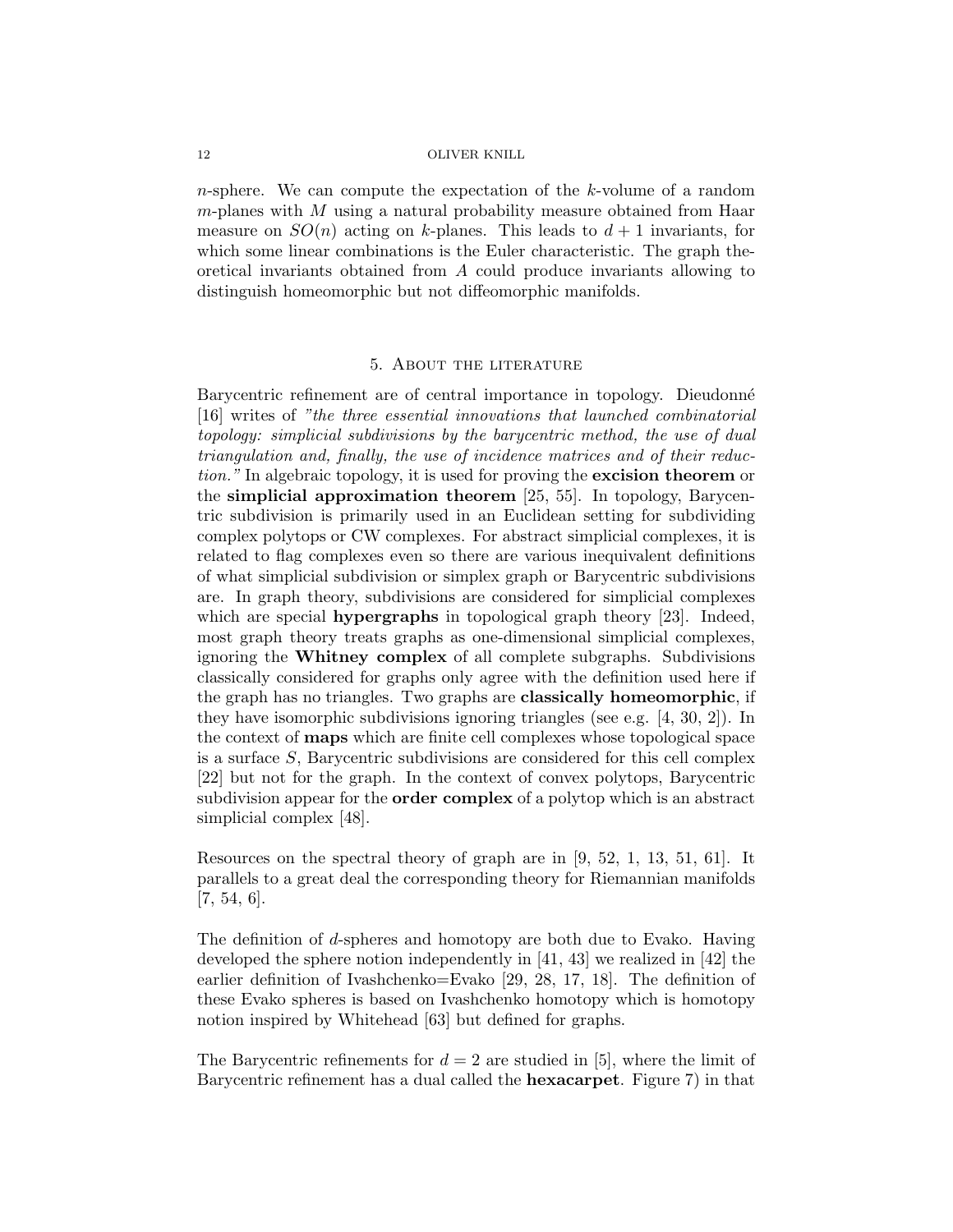$n$-sphere. We can compute the expectation of the $k$-volume of a random $m$-planes with $M$ using a natural probability measure obtained from Haar measure on $SO(n)$ acting on $k$-planes. This leads to $d+1$ invariants, for which some linear combinations is the Euler characteristic. The graph theoretical invariants obtained from $A$ could produce invariants allowing to distinguish homeomorphic but not diffeomorphic manifolds.

## 5. About the literature

Barycentric refinement are of central importance in topology. Dieudonné [16] writes of *"the three essential innovations that launched combinatorial topology: simplicial subdivisions by the barycentric method, the use of dual triangulation and, finally, the use of incidence matrices and of their reduction."* In algebraic topology, it is used for proving the **excision theorem** or the **simplicial approximation theorem** [25, 55]. In topology, Barycentric subdivision is primarily used in an Euclidean setting for subdividing complex polytops or CW complexes. For abstract simplicial complexes, it is related to flag complexes even so there are various inequivalent definitions of what simplicial subdivision or simplex graph or Barycentric subdivisions are. In graph theory, subdivisions are considered for simplicial complexes which are special **hypergraphs** in topological graph theory [23]. Indeed, most graph theory treats graphs as one-dimensional simplicial complexes, ignoring the **Whitney complex** of all complete subgraphs. Subdivisions classically considered for graphs only agree with the definition used here if the graph has no triangles. Two graphs are **classically homeomorphic**, if they have isomorphic subdivisions ignoring triangles (see e.g. [4, 30, 2]). In the context of **maps** which are finite cell complexes whose topological space is a surface $S$, Barycentric subdivisions are considered for this cell complex [22] but not for the graph. In the context of convex polytops, Barycentric subdivision appear for the **order complex** of a polytop which is an abstract simplicial complex [48].

Resources on the spectral theory of graph are in [9, 52, 1, 13, 51, 61]. It parallels to a great deal the corresponding theory for Riemannian manifolds [7, 54, 6].

The definition of $d$-spheres and homotopy are both due to Evako. Having developed the sphere notion independently in [41, 43] we realized in [42] the earlier definition of Ivashchenko=Evako [29, 28, 17, 18]. The definition of these Evako spheres is based on Ivashchenko homotopy which is homotopy notion inspired by Whitehead [63] but defined for graphs.

The Barycentric refinements for $d = 2$ are studied in [5], where the limit of Barycentric refinement has a dual called the **hexacarpet**. Figure 7) in that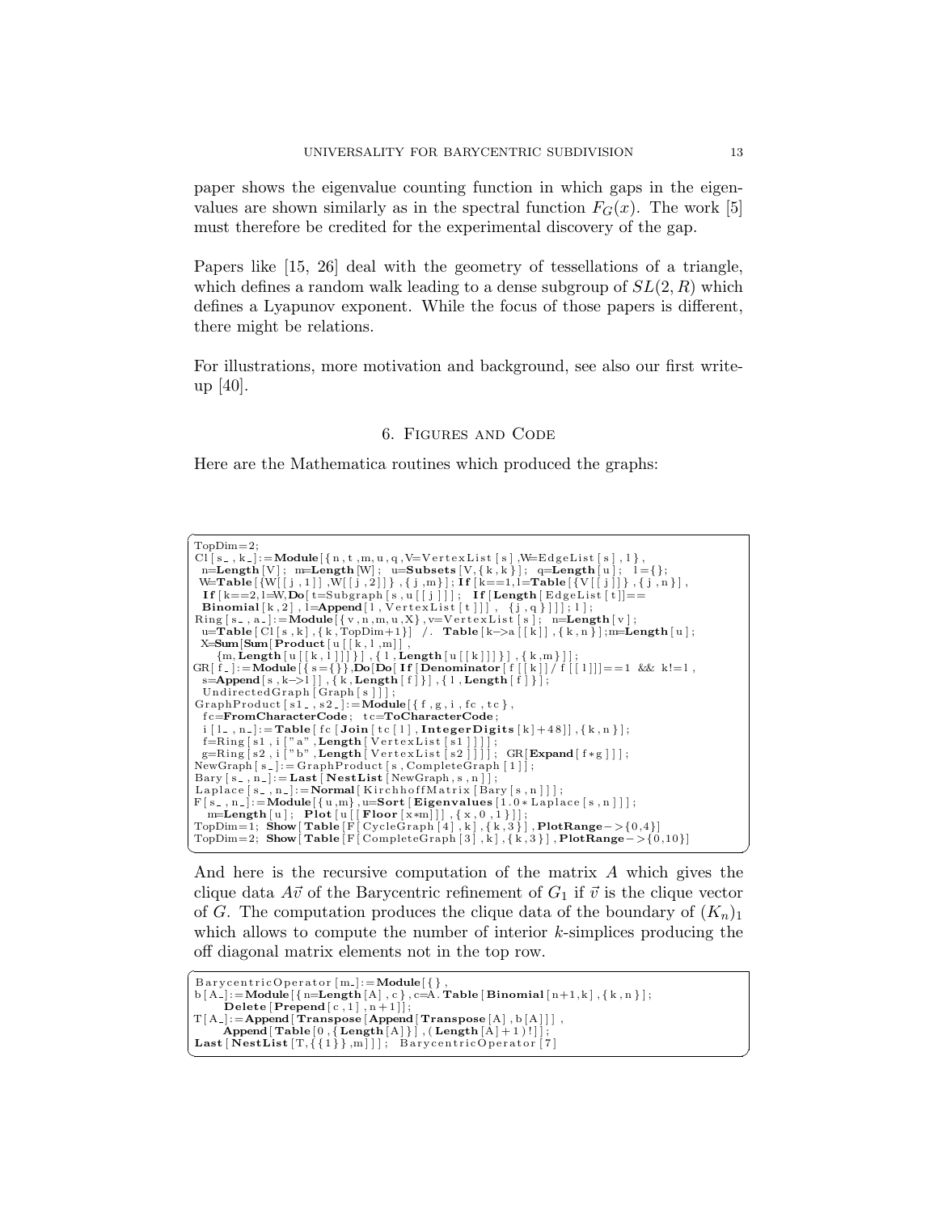paper shows the eigenvalue counting function in which gaps in the eigenvalues are shown similarly as in the spectral function $F_G(x)$. The work [5] must therefore be credited for the experimental discovery of the gap.

Papers like [15, 26] deal with the geometry of tessellations of a triangle, which defines a random walk leading to a dense subgroup of $SL(2, R)$ which defines a Lyapunov exponent. While the focus of those papers is different, there might be relations.

For illustrations, more motivation and background, see also our first write-up [40].

## 6. Figures and Code

Here are the Mathematica routines which produced the graphs:

```
TopDim=2;
Cl[s_,k_]:=Module[{n,t,m,u,q,V=VertexList[s],W=EdgeList[s],l},
  n=Length[V]; m=Length[W]; u=Subsets[V,{k,k}]; q=Length[u]; l={};
  W=Table[{W[[j,1]],W[[j,2]]},{j,m}]; If[k==1,l=Table[{V[[j]]},{j,n}],
  If[k==2,l=W,Do[t=Subgraph[s,u[[j]]]; If[Length[EdgeList[t]]==
  Binomial[k,2],l=Append[l,VertexList[t]],{j,q}]]]]; l];
Ring[s_,a_]:=Module[{v,n,m,u,X},v=VertexList[s]; n=Length[v];
  u=Table[Cl[s,k],{k,TopDim+1}] /. Table[k->a[[k]],{k,n}];m=Length[u];
  X=Sum[Sum[Product[u[[k,l,m]],
     {m,Length[u[[k,l]]]}],{l,Length[u[[k]]]}],{k,m}]];
GR[f_]:=Module[{s={}},Do[Do[If[Denominator[f[[k]]/f[[l]]]==1 && k!=l,
  s=Append[s,k->l]],{k,Length[f]}],{l,Length[f]}];
  UndirectedGraph[Graph[s]]];
GraphProduct[s1_,s2_]:=Module[{f,g,i,fc,tc},
  fc=FromCharacterCode; tc=ToCharacterCode;
  i[l_,n_]:=Table[fc[Join[tc[l],IntegerDigits[k]+48]],{k,n}];
  f=Ring[s1,i["a",Length[VertexList[s1]]]];
  g=Ring[s2,i["b",Length[VertexList[s2]]]]; GR[Expand[f*g]]];
NewGraph[s_]:=GraphProduct[s,CompleteGraph[1]];
Bary[s_,n_]:=Last[NestList[NewGraph,s,n]];
Laplace[s_,n_]:=Normal[KirchhoffMatrix[Bary[s,n]]];
F[s_,n_]:=Module[{u,m},u=Sort[Eigenvalues[1.0*Laplace[s,n]]];
  m=Length[u]; Plot[u[[Floor[x*m]]],{x,0,1}]];
TopDim=1; Show[Table[F[CycleGraph[4],k],{k,3}],PlotRange->{0,4}]
TopDim=2; Show[Table[F[CompleteGraph[3],k],{k,3}],PlotRange->{0,10}]
```

And here is the recursive computation of the matrix $A$ which gives the clique data $A\vec{v}$ of the Barycentric refinement of $G_1$ if $\vec{v}$ is the clique vector of $G$. The computation produces the clique data of the boundary of $(K_n)_1$ which allows to compute the number of interior $k$-simplices producing the off diagonal matrix elements not in the top row.

```
BarycentricOperator[m_]:=Module[{},
b[A_]:=Module[{n=Length[A],c},c=A.Table[Binomial[n+1,k],{k,n}];
    Delete[Prepend[c,1],n+1]];
T[A_]:=Append[Transpose[Append[Transpose[A],b[A]]],
    Append[Table[0,{Length[A]}],(Length[A]+1)!]];
Last[NestList[T,{{1}},m]]]; BarycentricOperator[7]
```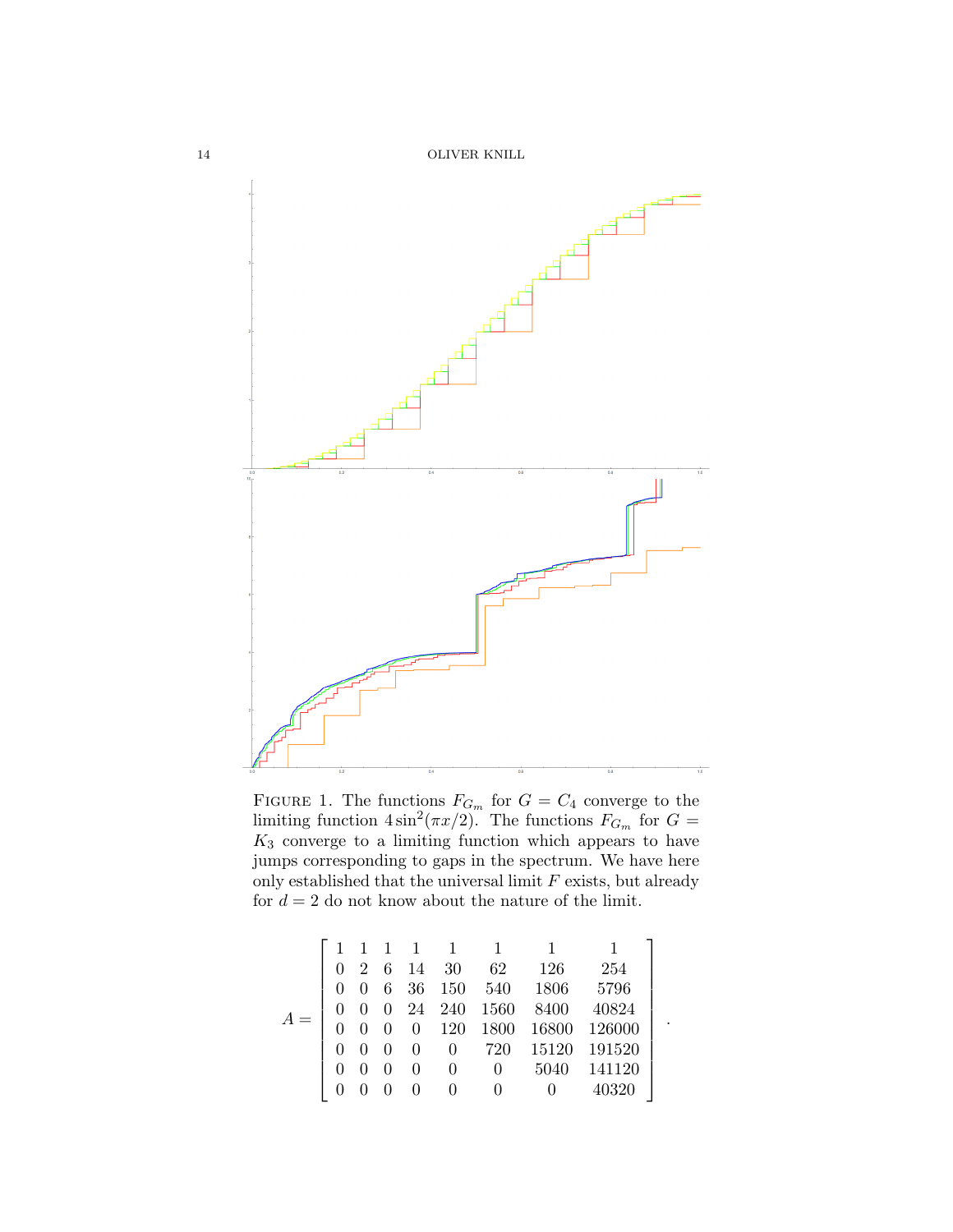FIGURE 1. The functions $F_{G_m}$ for $G = C_4$ converge to the limiting function $4\sin^2(\pi x/2)$. The functions $F_{G_m}$ for $G = K_3$ converge to a limiting function which appears to have jumps corresponding to gaps in the spectrum. We have here only established that the universal limit $F$ exists, but already for $d = 2$ do not know about the nature of the limit.

$$A = \begin{bmatrix} 1 & 1 & 1 & 1 & 1 & 1 & 1 & 1 \\ 0 & 2 & 6 & 14 & 30 & 62 & 126 & 254 \\ 0 & 0 & 6 & 36 & 150 & 540 & 1806 & 5796 \\ 0 & 0 & 0 & 24 & 240 & 1560 & 8400 & 40824 \\ 0 & 0 & 0 & 0 & 120 & 1800 & 16800 & 126000 \\ 0 & 0 & 0 & 0 & 0 & 720 & 15120 & 191520 \\ 0 & 0 & 0 & 0 & 0 & 0 & 5040 & 141120 \\ 0 & 0 & 0 & 0 & 0 & 0 & 0 & 40320 \end{bmatrix}.$$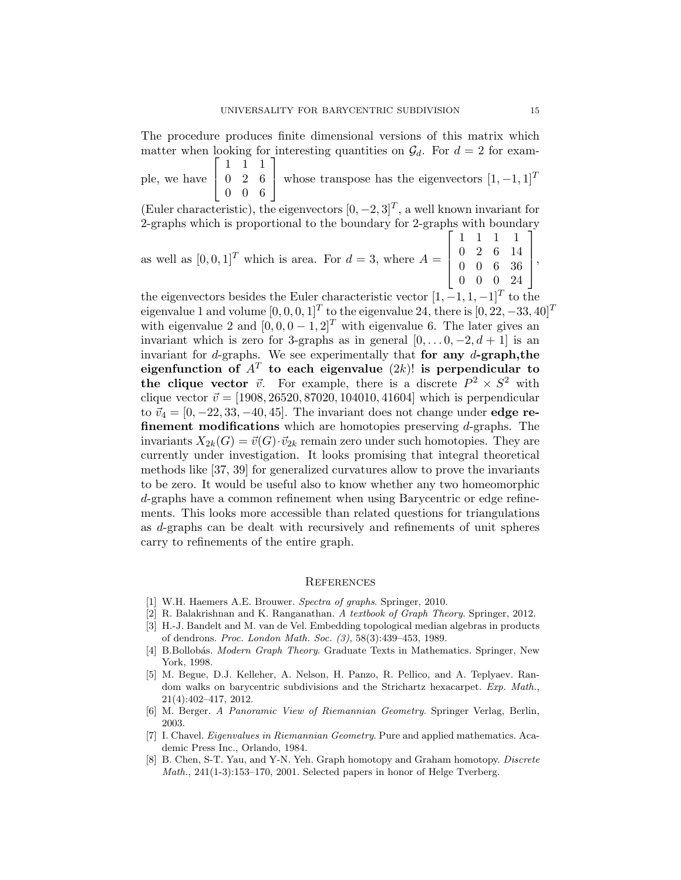The procedure produces finite dimensional versions of this matrix which matter when looking for interesting quantities on $\mathcal{G}_d$. For $d = 2$ for example, we have $\begin{bmatrix} 1 & 1 & 1 \\ 0 & 2 & 6 \\ 0 & 0 & 6 \end{bmatrix}$ whose transpose has the eigenvectors $[1,-1,1]^T$ (Euler characteristic), the eigenvectors $[0,-2,3]^T$, a well known invariant for 2-graphs which is proportional to the boundary for 2-graphs with boundary as well as $[0,0,1]^T$ which is area. For $d = 3$, where $A = \begin{bmatrix} 1 & 1 & 1 & 1 \\ 0 & 2 & 6 & 14 \\ 0 & 0 & 6 & 36 \\ 0 & 0 & 0 & 24 \end{bmatrix}$, the eigenvectors besides the Euler characteristic vector $[1,-1,1,-1]^T$ to the eigenvalue 1 and volume $[0,0,0,1]^T$ to the eigenvalue 24, there is $[0,22,-33,40]^T$ with eigenvalue 2 and $[0,0,0-1,2]^T$ with eigenvalue 6. The later gives an invariant which is zero for 3-graphs as in general $[0,\dots 0,-2,d+1]$ is an invariant for $d$-graphs. We see experimentally that **for any $d$-graph,the eigenfunction of $A^T$ to each eigenvalue $(2k)!$ is perpendicular to the clique vector $\vec{v}$.** For example, there is a discrete $P^2 \times S^2$ with clique vector $\vec{v} = [1908, 26520, 87020, 104010, 41604]$ which is perpendicular to $\vec{v}_4 = [0,-22,33,-40,45]$. The invariant does not change under **edge refinement modifications** which are homotopies preserving $d$-graphs. The invariants $X_{2k}(G) = \vec{v}(G) \cdot \vec{v}_{2k}$ remain zero under such homotopies. They are currently under investigation. It looks promising that integral theoretical methods like [37, 39] for generalized curvatures allow to prove the invariants to be zero. It would be useful also to know whether any two homeomorphic $d$-graphs have a common refinement when using Barycentric or edge refinements. This looks more accessible than related questions for triangulations as $d$-graphs can be dealt with recursively and refinements of unit spheres carry to refinements of the entire graph.

## References

[1] W.H. Haemers A.E. Brouwer. *Spectra of graphs*. Springer, 2010.

[2] R. Balakrishnan and K. Ranganathan. *A textbook of Graph Theory*. Springer, 2012.

[3] H.-J. Bandelt and M. van de Vel. Embedding topological median algebras in products of dendrons. *Proc. London Math. Soc. (3)*, 58(3):439–453, 1989.

[4] B.Bollobás. *Modern Graph Theory*. Graduate Texts in Mathematics. Springer, New York, 1998.

[5] M. Begue, D.J. Kelleher, A. Nelson, H. Panzo, R. Pellico, and A. Teplyaev. Random walks on barycentric subdivisions and the Strichartz hexacarpet. *Exp. Math.*, 21(4):402–417, 2012.

[6] M. Berger. *A Panoramic View of Riemannian Geometry*. Springer Verlag, Berlin, 2003.

[7] I. Chavel. *Eigenvalues in Riemannian Geometry*. Pure and applied mathematics. Academic Press Inc., Orlando, 1984.

[8] B. Chen, S-T. Yau, and Y-N. Yeh. Graph homotopy and Graham homotopy. *Discrete Math.*, 241(1-3):153–170, 2001. Selected papers in honor of Helge Tverberg.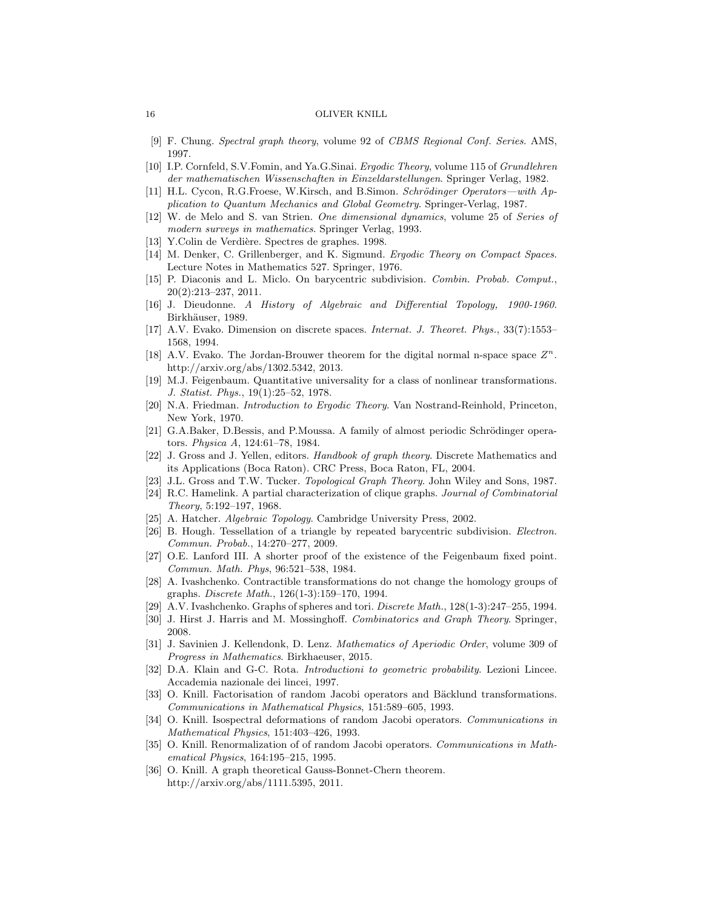- [9] F. Chung. *Spectral graph theory*, volume 92 of *CBMS Regional Conf. Series*. AMS, 1997.
- [10] I.P. Cornfeld, S.V.Fomin, and Ya.G.Sinai. *Ergodic Theory*, volume 115 of *Grundlehren der mathematischen Wissenschaften in Einzeldarstellungen*. Springer Verlag, 1982.
- [11] H.L. Cycon, R.G.Froese, W.Kirsch, and B.Simon. *Schrödinger Operators—with Application to Quantum Mechanics and Global Geometry*. Springer-Verlag, 1987.
- [12] W. de Melo and S. van Strien. *One dimensional dynamics*, volume 25 of *Series of modern surveys in mathematics*. Springer Verlag, 1993.
- [13] Y.Colin de Verdière. Spectres de graphes. 1998.
- [14] M. Denker, C. Grillenberger, and K. Sigmund. *Ergodic Theory on Compact Spaces*. Lecture Notes in Mathematics 527. Springer, 1976.
- [15] P. Diaconis and L. Miclo. On barycentric subdivision. *Combin. Probab. Comput.*, 20(2):213–237, 2011.
- [16] J. Dieudonne. *A History of Algebraic and Differential Topology, 1900-1960*. Birkhäuser, 1989.
- [17] A.V. Evako. Dimension on discrete spaces. *Internat. J. Theoret. Phys.*, 33(7):1553–1568, 1994.
- [18] A.V. Evako. The Jordan-Brouwer theorem for the digital normal n-space space $Z^n$. http://arxiv.org/abs/1302.5342, 2013.
- [19] M.J. Feigenbaum. Quantitative universality for a class of nonlinear transformations. *J. Statist. Phys.*, 19(1):25–52, 1978.
- [20] N.A. Friedman. *Introduction to Ergodic Theory*. Van Nostrand-Reinhold, Princeton, New York, 1970.
- [21] G.A.Baker, D.Bessis, and P.Moussa. A family of almost periodic Schrödinger operators. *Physica A*, 124:61–78, 1984.
- [22] J. Gross and J. Yellen, editors. *Handbook of graph theory*. Discrete Mathematics and its Applications (Boca Raton). CRC Press, Boca Raton, FL, 2004.
- [23] J.L. Gross and T.W. Tucker. *Topological Graph Theory*. John Wiley and Sons, 1987.
- [24] R.C. Hamelink. A partial characterization of clique graphs. *Journal of Combinatorial Theory*, 5:192–197, 1968.
- [25] A. Hatcher. *Algebraic Topology*. Cambridge University Press, 2002.
- [26] B. Hough. Tessellation of a triangle by repeated barycentric subdivision. *Electron. Commun. Probab.*, 14:270–277, 2009.
- [27] O.E. Lanford III. A shorter proof of the existence of the Feigenbaum fixed point. *Commun. Math. Phys*, 96:521–538, 1984.
- [28] A. Ivashchenko. Contractible transformations do not change the homology groups of graphs. *Discrete Math.*, 126(1-3):159–170, 1994.
- [29] A.V. Ivashchenko. Graphs of spheres and tori. *Discrete Math.*, 128(1-3):247–255, 1994.
- [30] J. Hirst J. Harris and M. Mossinghoff. *Combinatorics and Graph Theory*. Springer, 2008.
- [31] J. Savinien J. Kellendonk, D. Lenz. *Mathematics of Aperiodic Order*, volume 309 of *Progress in Mathematics*. Birkhaeuser, 2015.
- [32] D.A. Klain and G-C. Rota. *Introductioni to geometric probability*. Lezioni Lincee. Accademia nazionale dei lincei, 1997.
- [33] O. Knill. Factorisation of random Jacobi operators and Bäcklund transformations. *Communications in Mathematical Physics*, 151:589–605, 1993.
- [34] O. Knill. Isospectral deformations of random Jacobi operators. *Communications in Mathematical Physics*, 151:403–426, 1993.
- [35] O. Knill. Renormalization of of random Jacobi operators. *Communications in Mathematical Physics*, 164:195–215, 1995.
- [36] O. Knill. A graph theoretical Gauss-Bonnet-Chern theorem. http://arxiv.org/abs/1111.5395, 2011.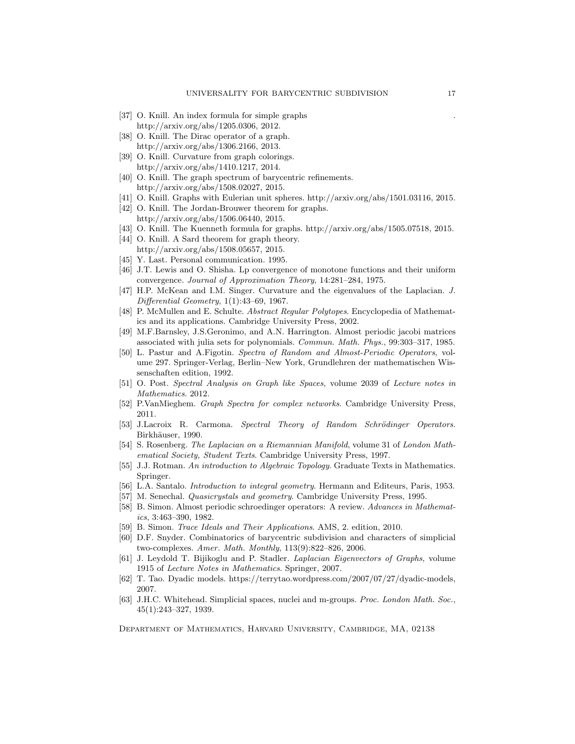[37] O. Knill. An index formula for simple graphs .
http://arxiv.org/abs/1205.0306, 2012.

[38] O. Knill. The Dirac operator of a graph.
http://arxiv.org/abs/1306.2166, 2013.

[39] O. Knill. Curvature from graph colorings.
http://arxiv.org/abs/1410.1217, 2014.

[40] O. Knill. The graph spectrum of barycentric refinements.
http://arxiv.org/abs/1508.02027, 2015.

[41] O. Knill. Graphs with Eulerian unit spheres. http://arxiv.org/abs/1501.03116, 2015.

[42] O. Knill. The Jordan-Brouwer theorem for graphs.
http://arxiv.org/abs/1506.06440, 2015.

[43] O. Knill. The Kuenneth formula for graphs. http://arxiv.org/abs/1505.07518, 2015.

[44] O. Knill. A Sard theorem for graph theory.
http://arxiv.org/abs/1508.05657, 2015.

[45] Y. Last. Personal communication. 1995.

[46] J.T. Lewis and O. Shisha. Lp convergence of monotone functions and their uniform convergence. *Journal of Approximation Theory*, 14:281–284, 1975.

[47] H.P. McKean and I.M. Singer. Curvature and the eigenvalues of the Laplacian. *J. Differential Geometry*, 1(1):43–69, 1967.

[48] P. McMullen and E. Schulte. *Abstract Regular Polytopes*. Encyclopedia of Mathematics and its applications. Cambridge University Press, 2002.

[49] M.F.Barnsley, J.S.Geronimo, and A.N. Harrington. Almost periodic jacobi matrices associated with julia sets for polynomials. *Commun. Math. Phys.*, 99:303–317, 1985.

[50] L. Pastur and A.Figotin. *Spectra of Random and Almost-Periodic Operators*, volume 297. Springer-Verlag, Berlin–New York, Grundlehren der mathematischen Wissenschaften edition, 1992.

[51] O. Post. *Spectral Analysis on Graph like Spaces*, volume 2039 of *Lecture notes in Mathematics*. 2012.

[52] P.VanMieghem. *Graph Spectra for complex networks*. Cambridge University Press, 2011.

[53] J.Lacroix R. Carmona. *Spectral Theory of Random Schrödinger Operators*. Birkhäuser, 1990.

[54] S. Rosenberg. *The Laplacian on a Riemannian Manifold*, volume 31 of *London Mathematical Society, Student Texts*. Cambridge University Press, 1997.

[55] J.J. Rotman. *An introduction to Algebraic Topology*. Graduate Texts in Mathematics. Springer.

[56] L.A. Santalo. *Introduction to integral geometry*. Hermann and Editeurs, Paris, 1953.

[57] M. Senechal. *Quasicrystals and geometry*. Cambridge University Press, 1995.

[58] B. Simon. Almost periodic schroedinger operators: A review. *Advances in Mathematics*, 3:463–390, 1982.

[59] B. Simon. *Trace Ideals and Their Applications*. AMS, 2. edition, 2010.

[60] D.F. Snyder. Combinatorics of barycentric subdivision and characters of simplicial two-complexes. *Amer. Math. Monthly*, 113(9):822–826, 2006.

[61] J. Leydold T. Bijikoglu and P. Stadler. *Laplacian Eigenvectors of Graphs*, volume 1915 of *Lecture Notes in Mathematics*. Springer, 2007.

[62] T. Tao. Dyadic models. https://terrytao.wordpress.com/2007/07/27/dyadic-models, 2007.

[63] J.H.C. Whitehead. Simplicial spaces, nuclei and m-groups. *Proc. London Math. Soc.*, 45(1):243–327, 1939.

Department of Mathematics, Harvard University, Cambridge, MA, 02138